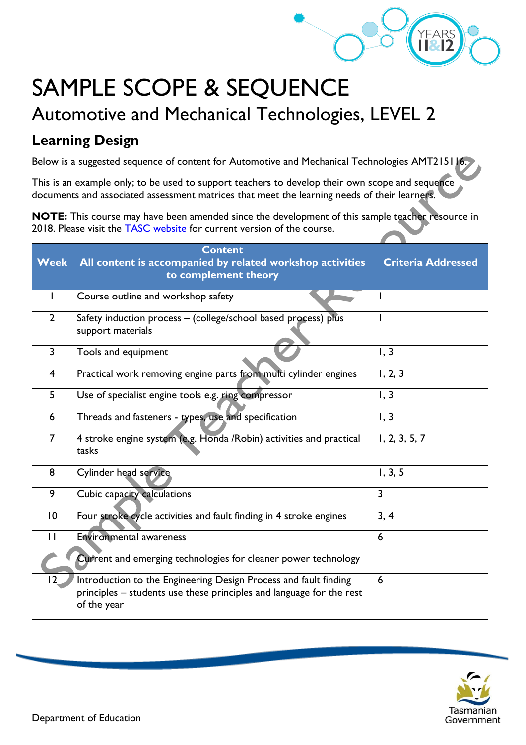# SAMPLE SCOPE & SEQUENCE

## Automotive and Mechanical Technologies, LEVEL 2

### Learning Design

Below is a suggested sequence of content for Automotive and Mechanical Technologies AMT215116.

This is an example only; to be used to support teachers to develop their own scope and sequence documents and associated assessment matrices that meet the learning needs of their learners.

**NOTE:** This course may have been amended since the development of this sample teacher resource in 2018. Please visit the [TASC website](TASC website) for current version of the course.

| Week | Content<br>All content is accompanied by related workshop activities to complement theory | Criteria Addressed |
|---|---|---|
| 1 | Course outline and workshop safety | 1 |
| 2 | Safety induction process – (college/school based process) plus support materials | 1 |
| 3 | Tools and equipment | 1, 3 |
| 4 | Practical work removing engine parts from multi cylinder engines | 1, 2, 3 |
| 5 | Use of specialist engine tools e.g. ring compressor | 1, 3 |
| 6 | Threads and fasteners - types, use and specification | 1, 3 |
| 7 | 4 stroke engine system (e.g. Honda /Robin) activities and practical tasks | 1, 2, 3, 5, 7 |
| 8 | Cylinder head service | 1, 3, 5 |
| 9 | Cubic capacity calculations | 3 |
| 10 | Four stroke cycle activities and fault finding in 4 stroke engines | 3, 4 |
| 11 | Environmental awareness<br><br>Current and emerging technologies for cleaner power technology | 6 |
| 12 | Introduction to the Engineering Design Process and fault finding principles – students use these principles and language for the rest of the year | 6 |

Department of Education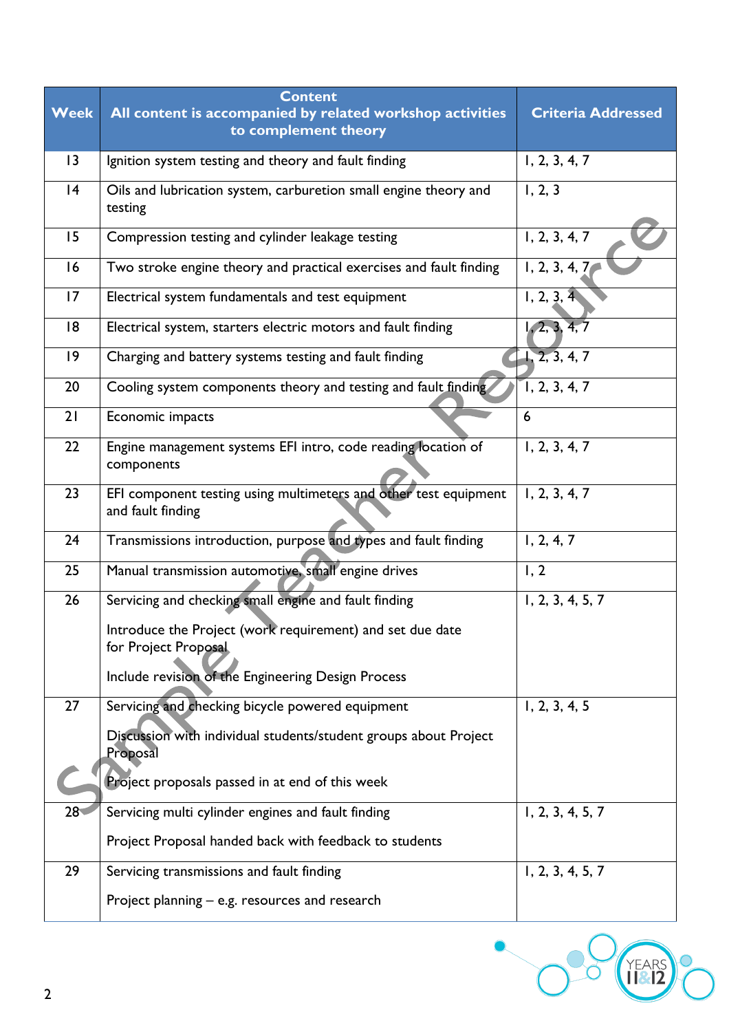| Week | Content<br>All content is accompanied by related workshop activities to complement theory | Criteria Addressed |
|---|---|---|
| 13 | Ignition system testing and theory and fault finding | 1, 2, 3, 4, 7 |
| 14 | Oils and lubrication system, carburetion small engine theory and testing | 1, 2, 3 |
| 15 | Compression testing and cylinder leakage testing | 1, 2, 3, 4, 7 |
| 16 | Two stroke engine theory and practical exercises and fault finding | 1, 2, 3, 4, 7 |
| 17 | Electrical system fundamentals and test equipment | 1, 2, 3, 4 |
| 18 | Electrical system, starters electric motors and fault finding | 1, 2, 3, 4, 7 |
| 19 | Charging and battery systems testing and fault finding | 1, 2, 3, 4, 7 |
| 20 | Cooling system components theory and testing and fault finding | 1, 2, 3, 4, 7 |
| 21 | Economic impacts | 6 |
| 22 | Engine management systems EFI intro, code reading location of components | 1, 2, 3, 4, 7 |
| 23 | EFI component testing using multimeters and other test equipment and fault finding | 1, 2, 3, 4, 7 |
| 24 | Transmissions introduction, purpose and types and fault finding | 1, 2, 4, 7 |
| 25 | Manual transmission automotive, small engine drives | 1, 2 |
| 26 | Servicing and checking small engine and fault finding<br><br>Introduce the Project (work requirement) and set due date for Project Proposal<br><br>Include revision of the Engineering Design Process | 1, 2, 3, 4, 5, 7 |
| 27 | Servicing and checking bicycle powered equipment<br><br>Discussion with individual students/student groups about Project Proposal<br><br>Project proposals passed in at end of this week | 1, 2, 3, 4, 5 |
| 28 | Servicing multi cylinder engines and fault finding<br><br>Project Proposal handed back with feedback to students | 1, 2, 3, 4, 5, 7 |
| 29 | Servicing transmissions and fault finding<br><br>Project planning – e.g. resources and research | 1, 2, 3, 4, 5, 7 |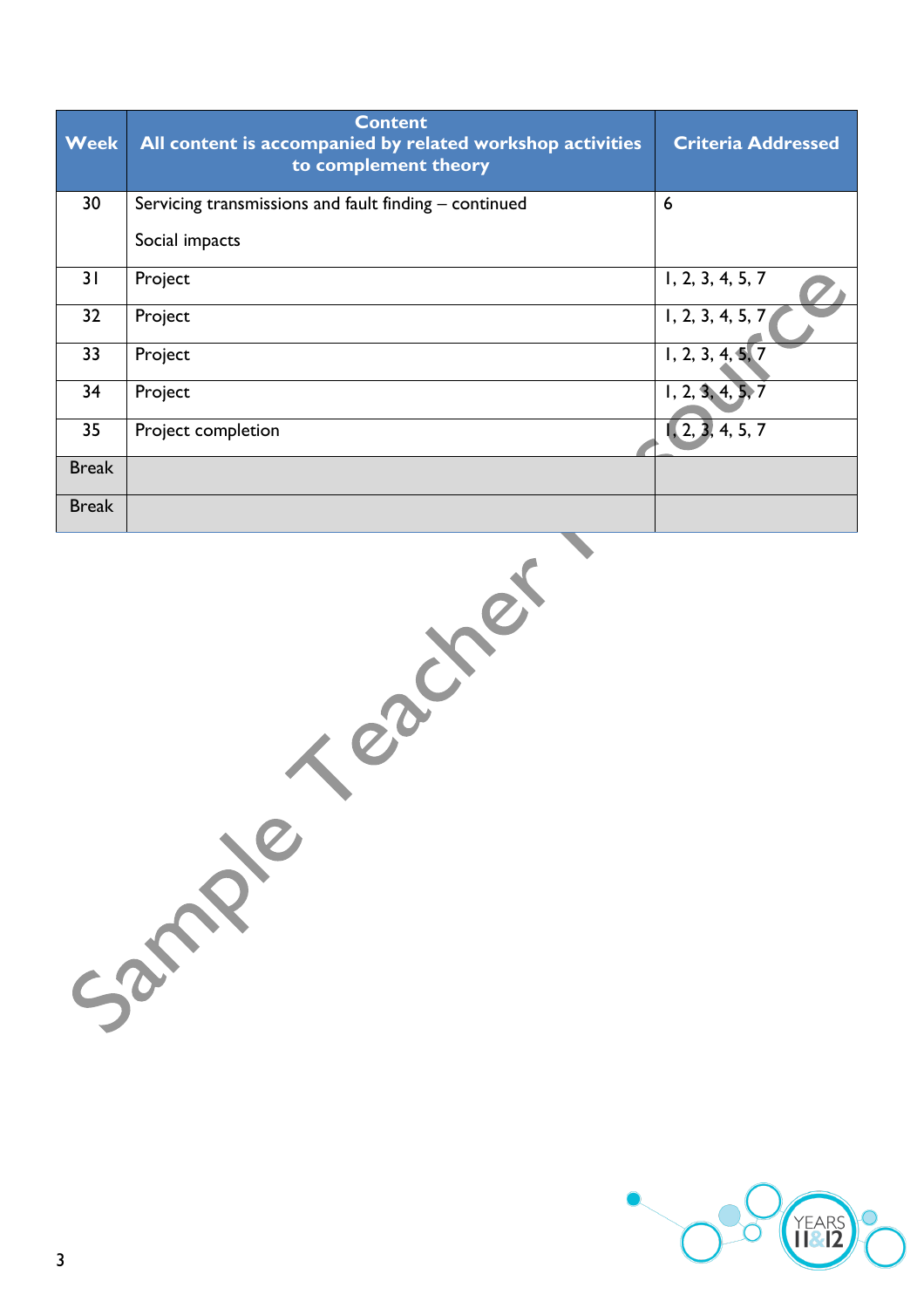| Week | Content<br>All content is accompanied by related workshop activities to complement theory | Criteria Addressed |
|---|---|---|
| 30 | Servicing transmissions and fault finding – continued<br><br>Social impacts | 6 |
| 31 | Project | 1, 2, 3, 4, 5, 7 |
| 32 | Project | 1, 2, 3, 4, 5, 7 |
| 33 | Project | 1, 2, 3, 4, 5, 7 |
| 34 | Project | 1, 2, 3, 4, 5, 7 |
| 35 | Project completion | 1, 2, 3, 4, 5, 7 |
| Break | | |
| Break | | |